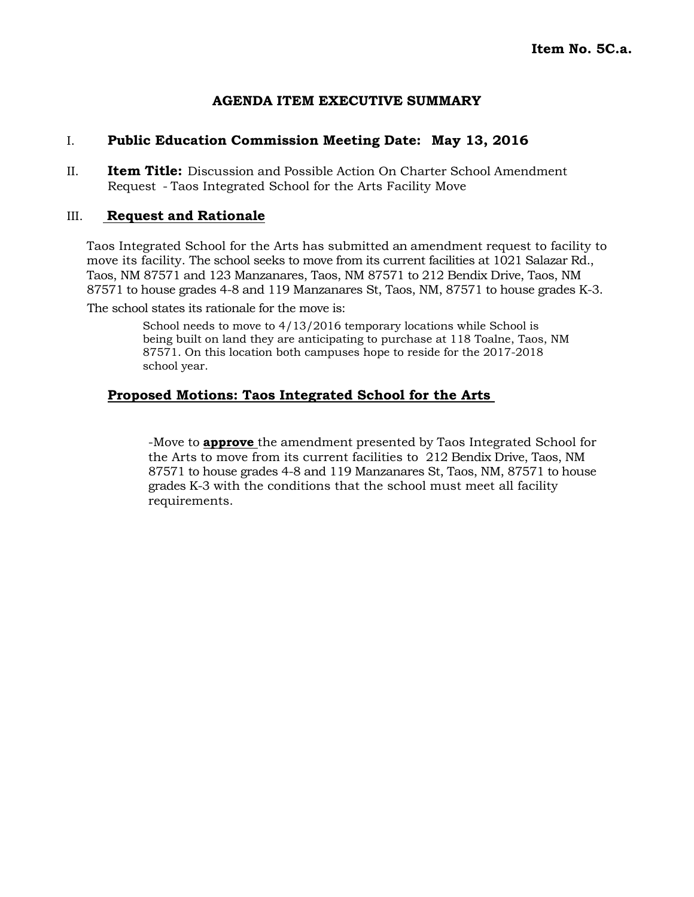**Item No. 5C.a.**

## AGENDA ITEM EXECUTIVE SUMMARY

I. **Public Education Commission Meeting Date: May 13, 2016**

II. **Item Title:** Discussion and Possible Action On Charter School Amendment Request - Taos Integrated School for the Arts Facility Move

III. **Request and Rationale**

Taos Integrated School for the Arts has submitted an amendment request to facility to move its facility. The school seeks to move from its current facilities at 1021 Salazar Rd., Taos, NM 87571 and 123 Manzanares, Taos, NM 87571 to 212 Bendix Drive, Taos, NM 87571 to house grades 4-8 and 119 Manzanares St, Taos, NM, 87571 to house grades K-3.

The school states its rationale for the move is:

> School needs to move to 4/13/2016 temporary locations while School is being built on land they are anticipating to purchase at 118 Toalne, Taos, NM 87571. On this location both campuses hope to reside for the 2017-2018 school year.

**Proposed Motions: Taos Integrated School for the Arts**

-Move to **approve** the amendment presented by Taos Integrated School for the Arts to move from its current facilities to 212 Bendix Drive, Taos, NM 87571 to house grades 4-8 and 119 Manzanares St, Taos, NM, 87571 to house grades K-3 with the conditions that the school must meet all facility requirements.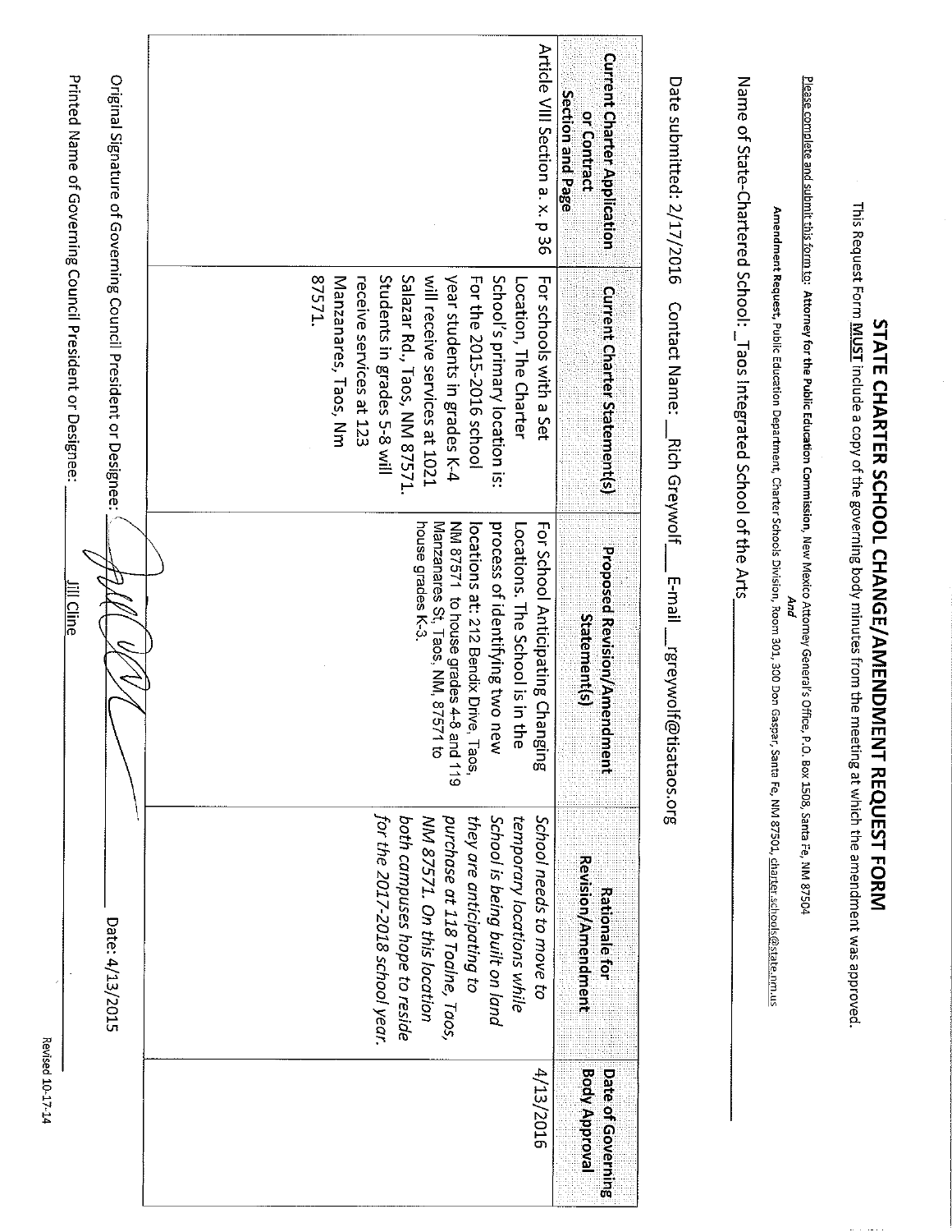# STATE CHARTER SCHOOL CHANGE/AMENDMENT REQUEST FORM

This Request Form **MUST** include a copy of the governing body minutes from the meeting at which the amendment was approved.

Please complete and submit this form to: **Attorney for the Public Education Commission**, New Mexico Attorney General's Office, P.O. Box 1508, Santa Fe, NM 87504
*And*
**Amendment Request**, Public Education Department, Charter Schools Division, Room 301, 300 Don Gaspar, Santa Fe, NM 87501, charter.schools@state.nm.us

Name of State-Chartered School: Taos Integrated School of the Arts

Date submitted: 2/17/2016 Contact Name: Rich Greywolf E-mail rgreywolf@tisataos.org

| Current Charter Application or Contract Section and Page | Current Charter Statement(s) | Proposed Revision/Amendment Statement(s) | Rationale for Revision/Amendment | Date of Governing Body Approval |
|---|---|---|---|---|
| Article VIII Section a. x. p 36 | For schools with a Set Location, The Charter School's primary location is: For the 2015-2016 school year students in grades K-4 will receive services at 1021 Salazar Rd., Taos, NM 87571. Students in grades 5-8 will receive services at 123 Manzanares, Taos, Nm 87571. | For School Anticipating Changing Locations. The School is in the process of identifying two new locations at: 212 Bendix Drive, Taos, NM 87571 to house grades 4-8 and 119 Manzanares St, Taos, NM, 87571 to house grades K-3. | *School needs to move to temporary locations while School is being built on land they are anticipating to purchase at 118 Toaline, Taos, NM 87571. On this location both campuses hope to reside for the 2017-2018 school year.* | 4/13/2016 |
| | | | | |

Original Signature of Governing Council President or Designee: [signature] Date: 4/13/2015

Printed Name of Governing Council President or Designee: Jill Cline

Revised 10-17-14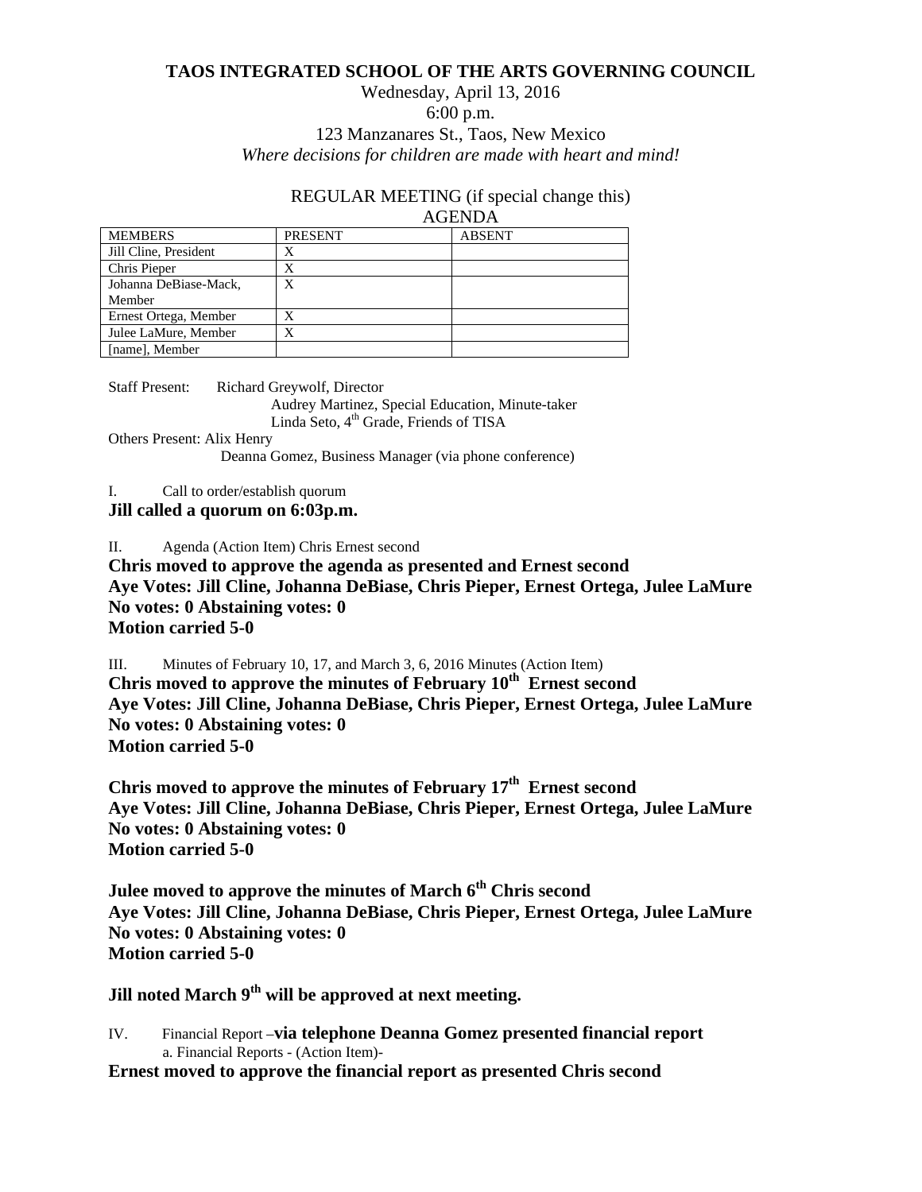**TAOS INTEGRATED SCHOOL OF THE ARTS GOVERNING COUNCIL**

Wednesday, April 13, 2016

6:00 p.m.

123 Manzanares St., Taos, New Mexico

*Where decisions for children are made with heart and mind!*

REGULAR MEETING (if special change this)

AGENDA

| MEMBERS | PRESENT | ABSENT |
|---|---|---|
| Jill Cline, President | X | |
| Chris Pieper | X | |
| Johanna DeBiase-Mack, Member | X | |
| Ernest Ortega, Member | X | |
| Julee LaMure, Member | X | |
| [name], Member | | |

Staff Present: Richard Greywolf, Director
Audrey Martinez, Special Education, Minute-taker
Linda Seto, 4th Grade, Friends of TISA

Others Present: Alix Henry
Deanna Gomez, Business Manager (via phone conference)

I. Call to order/establish quorum

**Jill called a quorum on 6:03p.m.**

II. Agenda (Action Item) Chris Ernest second

**Chris moved to approve the agenda as presented and Ernest second**
**Aye Votes: Jill Cline, Johanna DeBiase, Chris Pieper, Ernest Ortega, Julee LaMure**
**No votes: 0 Abstaining votes: 0**
**Motion carried 5-0**

III. Minutes of February 10, 17, and March 3, 6, 2016 Minutes (Action Item)

**Chris moved to approve the minutes of February 10th Ernest second**
**Aye Votes: Jill Cline, Johanna DeBiase, Chris Pieper, Ernest Ortega, Julee LaMure**
**No votes: 0 Abstaining votes: 0**
**Motion carried 5-0**

**Chris moved to approve the minutes of February 17th Ernest second**
**Aye Votes: Jill Cline, Johanna DeBiase, Chris Pieper, Ernest Ortega, Julee LaMure**
**No votes: 0 Abstaining votes: 0**
**Motion carried 5-0**

**Julee moved to approve the minutes of March 6th Chris second**
**Aye Votes: Jill Cline, Johanna DeBiase, Chris Pieper, Ernest Ortega, Julee LaMure**
**No votes: 0 Abstaining votes: 0**
**Motion carried 5-0**

**Jill noted March 9th will be approved at next meeting.**

IV. Financial Report –**via telephone Deanna Gomez presented financial report**

a. Financial Reports - (Action Item)-

**Ernest moved to approve the financial report as presented Chris second**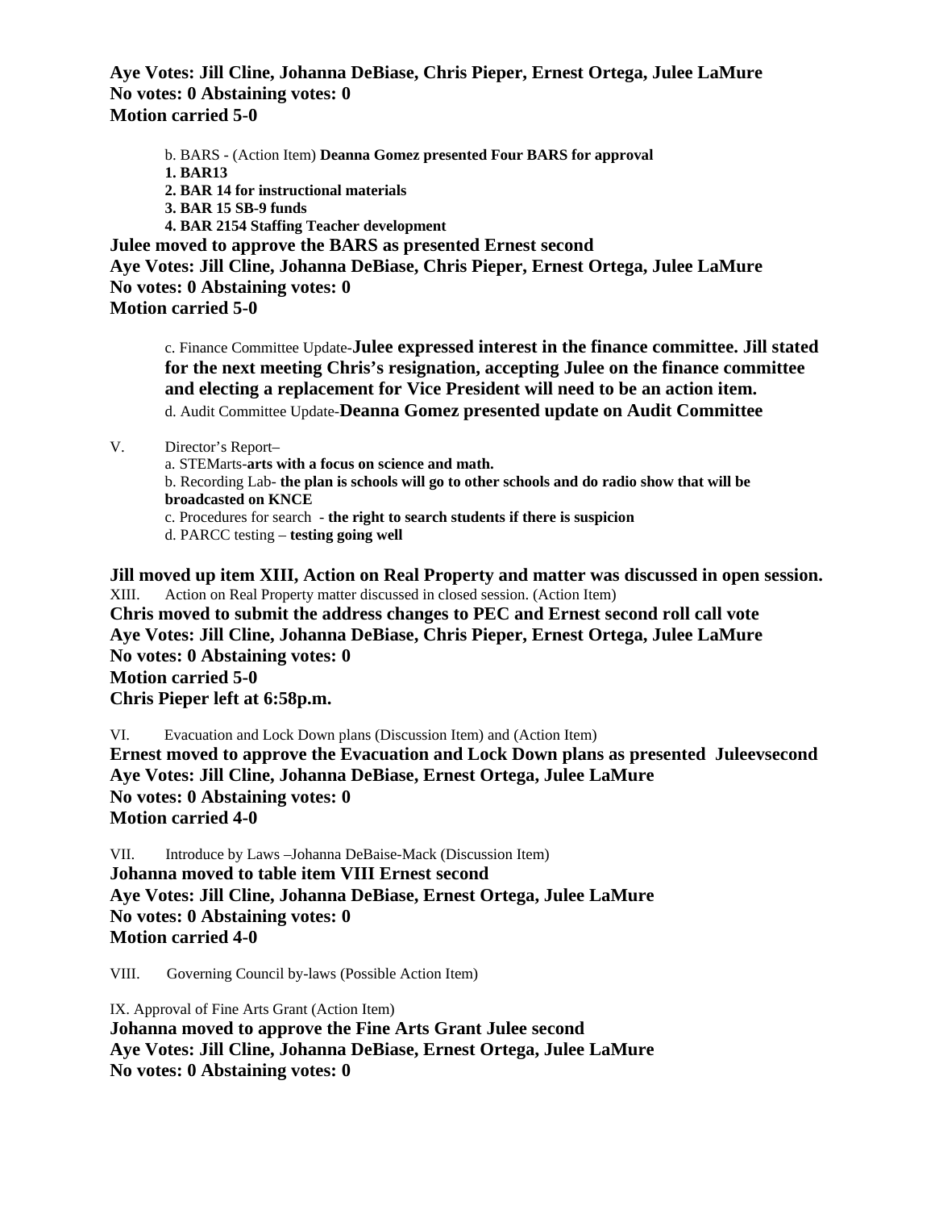**Aye Votes: Jill Cline, Johanna DeBiase, Chris Pieper, Ernest Ortega, Julee LaMure**
**No votes: 0 Abstaining votes: 0**
**Motion carried 5-0**

b. BARS - (Action Item) **Deanna Gomez presented Four BARS for approval**

**1. BAR13**
**2. BAR 14 for instructional materials**
**3. BAR 15 SB-9 funds**
**4. BAR 2154 Staffing Teacher development**

**Julee moved to approve the BARS as presented Ernest second**
**Aye Votes: Jill Cline, Johanna DeBiase, Chris Pieper, Ernest Ortega, Julee LaMure**
**No votes: 0 Abstaining votes: 0**
**Motion carried 5-0**

c. Finance Committee Update-**Julee expressed interest in the finance committee. Jill stated for the next meeting Chris's resignation, accepting Julee on the finance committee and electing a replacement for Vice President will need to be an action item.**

d. Audit Committee Update-**Deanna Gomez presented update on Audit Committee**

V. Director's Report–

a. STEMarts-**arts with a focus on science and math.**
b. Recording Lab- **the plan is schools will go to other schools and do radio show that will be broadcasted on KNCE**
c. Procedures for search - **the right to search students if there is suspicion**
d. PARCC testing – **testing going well**

**Jill moved up item XIII, Action on Real Property and matter was discussed in open session.**

XIII. Action on Real Property matter discussed in closed session. (Action Item)

**Chris moved to submit the address changes to PEC and Ernest second roll call vote**
**Aye Votes: Jill Cline, Johanna DeBiase, Chris Pieper, Ernest Ortega, Julee LaMure**
**No votes: 0 Abstaining votes: 0**
**Motion carried 5-0**
**Chris Pieper left at 6:58p.m.**

VI. Evacuation and Lock Down plans (Discussion Item) and (Action Item)

**Ernest moved to approve the Evacuation and Lock Down plans as presented Juleevsecond**
**Aye Votes: Jill Cline, Johanna DeBiase, Ernest Ortega, Julee LaMure**
**No votes: 0 Abstaining votes: 0**
**Motion carried 4-0**

VII. Introduce by Laws –Johanna DeBaise-Mack (Discussion Item)

**Johanna moved to table item VIII Ernest second**
**Aye Votes: Jill Cline, Johanna DeBiase, Ernest Ortega, Julee LaMure**
**No votes: 0 Abstaining votes: 0**
**Motion carried 4-0**

VIII. Governing Council by-laws (Possible Action Item)

IX. Approval of Fine Arts Grant (Action Item)

**Johanna moved to approve the Fine Arts Grant Julee second**
**Aye Votes: Jill Cline, Johanna DeBiase, Ernest Ortega, Julee LaMure**
**No votes: 0 Abstaining votes: 0**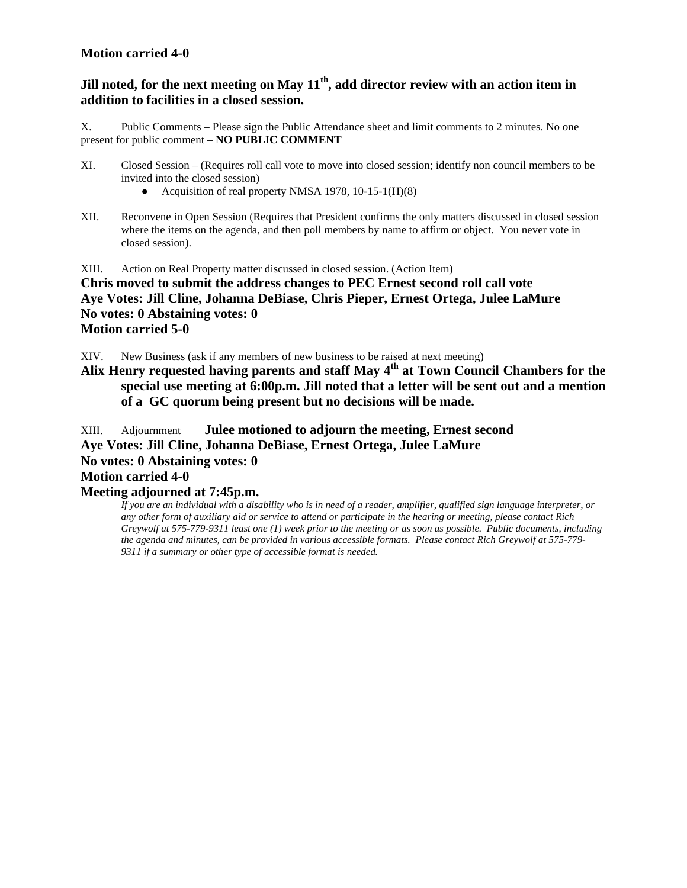**Motion carried 4-0**

**Jill noted, for the next meeting on May 11th, add director review with an action item in addition to facilities in a closed session.**

X. Public Comments – Please sign the Public Attendance sheet and limit comments to 2 minutes. No one present for public comment – **NO PUBLIC COMMENT**

XI. Closed Session – (Requires roll call vote to move into closed session; identify non council members to be invited into the closed session)

- Acquisition of real property NMSA 1978, 10-15-1(H)(8)

XII. Reconvene in Open Session (Requires that President confirms the only matters discussed in closed session where the items on the agenda, and then poll members by name to affirm or object. You never vote in closed session).

XIII. Action on Real Property matter discussed in closed session. (Action Item)

**Chris moved to submit the address changes to PEC Ernest second roll call vote**
**Aye Votes: Jill Cline, Johanna DeBiase, Chris Pieper, Ernest Ortega, Julee LaMure**
**No votes: 0 Abstaining votes: 0**
**Motion carried 5-0**

XIV. New Business (ask if any members of new business to be raised at next meeting)

**Alix Henry requested having parents and staff May 4th at Town Council Chambers for the special use meeting at 6:00p.m. Jill noted that a letter will be sent out and a mention of a GC quorum being present but no decisions will be made.**

XIII. Adjournment **Julee motioned to adjourn the meeting, Ernest second**
**Aye Votes: Jill Cline, Johanna DeBiase, Ernest Ortega, Julee LaMure**
**No votes: 0 Abstaining votes: 0**
**Motion carried 4-0**
**Meeting adjourned at 7:45p.m.**

*If you are an individual with a disability who is in need of a reader, amplifier, qualified sign language interpreter, or any other form of auxiliary aid or service to attend or participate in the hearing or meeting, please contact Rich Greywolf at 575-779-9311 least one (1) week prior to the meeting or as soon as possible. Public documents, including the agenda and minutes, can be provided in various accessible formats. Please contact Rich Greywolf at 575-779-9311 if a summary or other type of accessible format is needed.*